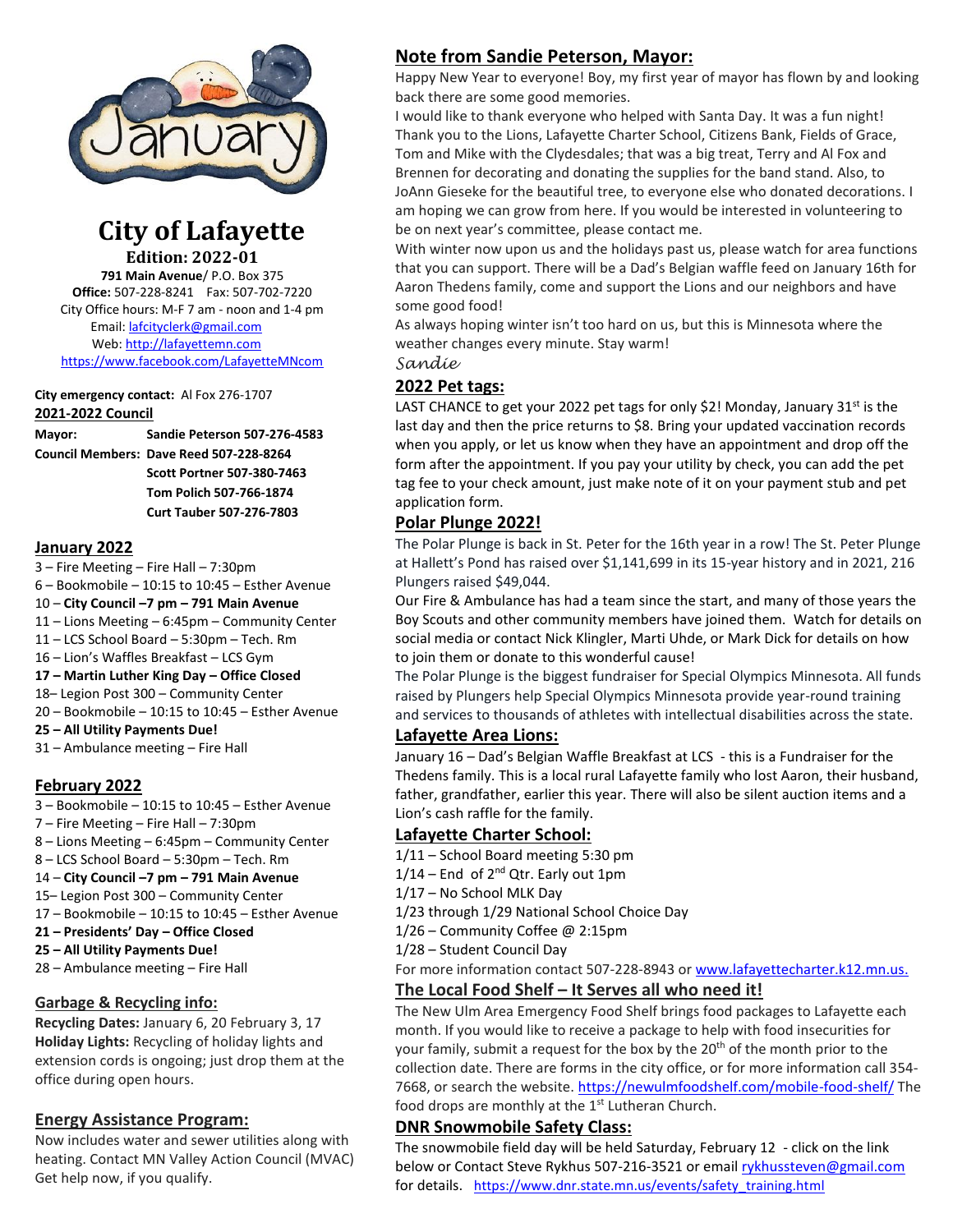# City of Lafayette

**Edition: 2022-01**

**791 Main Avenue**/ P.O. Box 375
**Office:** 507-228-8241 Fax: 507-702-7220
City Office hours: M-F 7 am - noon and 1-4 pm
Email: lafcityclerk@gmail.com
Web: http://lafayettemn.com
https://www.facebook.com/LafayetteMNcom

**City emergency contact:** Al Fox 276-1707

## 2021-2022 Council

**Mayor:** **Sandie Peterson 507-276-4583**

**Council Members:** **Dave Reed 507-228-8264**
**Scott Portner 507-380-7463**
**Tom Polich 507-766-1874**
**Curt Tauber 507-276-7803**

## January 2022

3 – Fire Meeting – Fire Hall – 7:30pm
6 – Bookmobile – 10:15 to 10:45 – Esther Avenue
10 – **City Council –7 pm – 791 Main Avenue**
11 – Lions Meeting – 6:45pm – Community Center
11 – LCS School Board – 5:30pm – Tech. Rm
16 – Lion's Waffles Breakfast – LCS Gym
**17 – Martin Luther King Day – Office Closed**
18– Legion Post 300 – Community Center
20 – Bookmobile – 10:15 to 10:45 – Esther Avenue
**25 – All Utility Payments Due!**
31 – Ambulance meeting – Fire Hall

## February 2022

3 – Bookmobile – 10:15 to 10:45 – Esther Avenue
7 – Fire Meeting – Fire Hall – 7:30pm
8 – Lions Meeting – 6:45pm – Community Center
8 – LCS School Board – 5:30pm – Tech. Rm
14 – **City Council –7 pm – 791 Main Avenue**
15– Legion Post 300 – Community Center
17 – Bookmobile – 10:15 to 10:45 – Esther Avenue
**21 – Presidents' Day – Office Closed**
**25 – All Utility Payments Due!**
28 – Ambulance meeting – Fire Hall

## Garbage & Recycling info:

**Recycling Dates:** January 6, 20 February 3, 17
**Holiday Lights:** Recycling of holiday lights and extension cords is ongoing; just drop them at the office during open hours.

## Energy Assistance Program:

Now includes water and sewer utilities along with heating. Contact MN Valley Action Council (MVAC) Get help now, if you qualify.

## Note from Sandie Peterson, Mayor:

Happy New Year to everyone! Boy, my first year of mayor has flown by and looking back there are some good memories.

I would like to thank everyone who helped with Santa Day. It was a fun night! Thank you to the Lions, Lafayette Charter School, Citizens Bank, Fields of Grace, Tom and Mike with the Clydesdales; that was a big treat, Terry and Al Fox and Brennen for decorating and donating the supplies for the band stand. Also, to JoAnn Gieseke for the beautiful tree, to everyone else who donated decorations. I am hoping we can grow from here. If you would be interested in volunteering to be on next year's committee, please contact me.

With winter now upon us and the holidays past us, please watch for area functions that you can support. There will be a Dad's Belgian waffle feed on January 16th for Aaron Thedens family, come and support the Lions and our neighbors and have some good food!

As always hoping winter isn't too hard on us, but this is Minnesota where the weather changes every minute. Stay warm!

*Sandie*

## 2022 Pet tags:

LAST CHANCE to get your 2022 pet tags for only $2! Monday, January 31st is the last day and then the price returns to $8. Bring your updated vaccination records when you apply, or let us know when they have an appointment and drop off the form after the appointment. If you pay your utility by check, you can add the pet tag fee to your check amount, just make note of it on your payment stub and pet application form.

## Polar Plunge 2022!

The Polar Plunge is back in St. Peter for the 16th year in a row! The St. Peter Plunge at Hallett's Pond has raised over $1,141,699 in its 15-year history and in 2021, 216 Plungers raised $49,044.

Our Fire & Ambulance has had a team since the start, and many of those years the Boy Scouts and other community members have joined them. Watch for details on social media or contact Nick Klingler, Marti Uhde, or Mark Dick for details on how to join them or donate to this wonderful cause!

The Polar Plunge is the biggest fundraiser for Special Olympics Minnesota. All funds raised by Plungers help Special Olympics Minnesota provide year-round training and services to thousands of athletes with intellectual disabilities across the state.

## Lafayette Area Lions:

January 16 – Dad's Belgian Waffle Breakfast at LCS - this is a Fundraiser for the Thedens family. This is a local rural Lafayette family who lost Aaron, their husband, father, grandfather, earlier this year. There will also be silent auction items and a Lion's cash raffle for the family.

## Lafayette Charter School:

1/11 – School Board meeting 5:30 pm
1/14 – End of 2nd Qtr. Early out 1pm
1/17 – No School MLK Day
1/23 through 1/29 National School Choice Day
1/26 – Community Coffee @ 2:15pm
1/28 – Student Council Day

For more information contact 507-228-8943 or www.lafayettecharter.k12.mn.us.

## The Local Food Shelf – It Serves all who need it!

The New Ulm Area Emergency Food Shelf brings food packages to Lafayette each month. If you would like to receive a package to help with food insecurities for your family, submit a request for the box by the 20th of the month prior to the collection date. There are forms in the city office, or for more information call 354-7668, or search the website. https://newulmfoodshelf.com/mobile-food-shelf/ The food drops are monthly at the 1st Lutheran Church.

## DNR Snowmobile Safety Class:

The snowmobile field day will be held Saturday, February 12 - click on the link below or Contact Steve Rykhus 507-216-3521 or email rykhussteven@gmail.com for details. https://www.dnr.state.mn.us/events/safety_training.html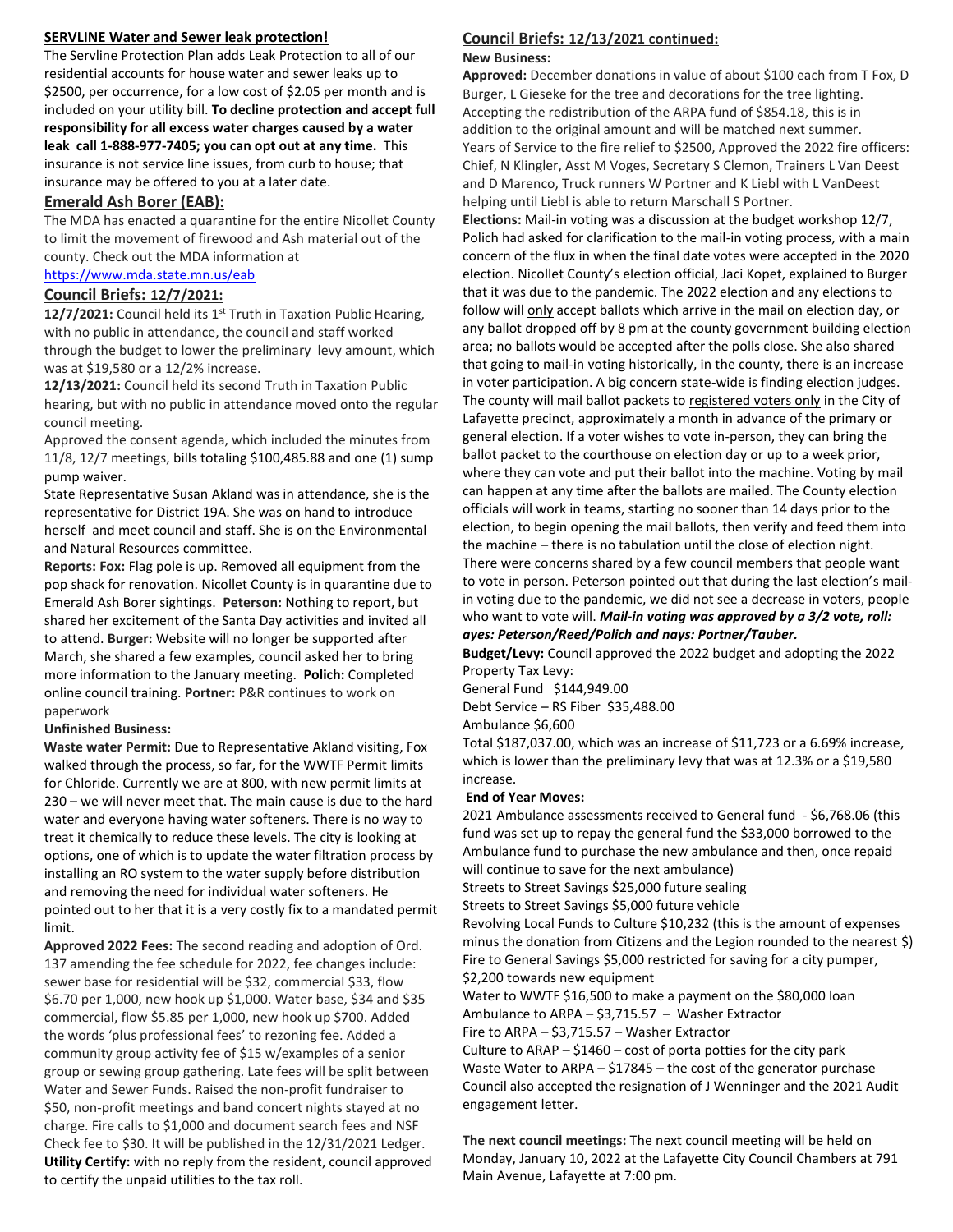## SERVLINE Water and Sewer leak protection!

The Servline Protection Plan adds Leak Protection to all of our residential accounts for house water and sewer leaks up to $2500, per occurrence, for a low cost of $2.05 per month and is included on your utility bill. **To decline protection and accept full responsibility for all excess water charges caused by a water leak call 1-888-977-7405; you can opt out at any time.** This insurance is not service line issues, from curb to house; that insurance may be offered to you at a later date.

## Emerald Ash Borer (EAB):

The MDA has enacted a quarantine for the entire Nicollet County to limit the movement of firewood and Ash material out of the county. Check out the MDA information at
https://www.mda.state.mn.us/eab

## Council Briefs: 12/7/2021:

**12/7/2021:** Council held its 1st Truth in Taxation Public Hearing, with no public in attendance, the council and staff worked through the budget to lower the preliminary levy amount, which was at $19,580 or a 12/2% increase.

**12/13/2021:** Council held its second Truth in Taxation Public hearing, but with no public in attendance moved onto the regular council meeting.

Approved the consent agenda, which included the minutes from 11/8, 12/7 meetings, bills totaling $100,485.88 and one (1) sump pump waiver.

State Representative Susan Akland was in attendance, she is the representative for District 19A. She was on hand to introduce herself and meet council and staff. She is on the Environmental and Natural Resources committee.

**Reports: Fox:** Flag pole is up. Removed all equipment from the pop shack for renovation. Nicollet County is in quarantine due to Emerald Ash Borer sightings. **Peterson:** Nothing to report, but shared her excitement of the Santa Day activities and invited all to attend. **Burger:** Website will no longer be supported after March, she shared a few examples, council asked her to bring more information to the January meeting. **Polich:** Completed online council training. **Portner:** P&R continues to work on paperwork

**Unfinished Business:**

**Waste water Permit:** Due to Representative Akland visiting, Fox walked through the process, so far, for the WWTF Permit limits for Chloride. Currently we are at 800, with new permit limits at 230 – we will never meet that. The main cause is due to the hard water and everyone having water softeners. There is no way to treat it chemically to reduce these levels. The city is looking at options, one of which is to update the water filtration process by installing an RO system to the water supply before distribution and removing the need for individual water softeners. He pointed out to her that it is a very costly fix to a mandated permit limit.

**Approved 2022 Fees:** The second reading and adoption of Ord. 137 amending the fee schedule for 2022, fee changes include: sewer base for residential will be $32, commercial $33, flow $6.70 per 1,000, new hook up $1,000. Water base, $34 and $35 commercial, flow $5.85 per 1,000, new hook up $700. Added the words 'plus professional fees' to rezoning fee. Added a community group activity fee of $15 w/examples of a senior group or sewing group gathering. Late fees will be split between Water and Sewer Funds. Raised the non-profit fundraiser to $50, non-profit meetings and band concert nights stayed at no charge. Fire calls to $1,000 and document search fees and NSF Check fee to $30. It will be published in the 12/31/2021 Ledger.

**Utility Certify:** with no reply from the resident, council approved to certify the unpaid utilities to the tax roll.

## Council Briefs: 12/13/2021 continued:

**New Business:**

**Approved:** December donations in value of about $100 each from T Fox, D Burger, L Gieseke for the tree and decorations for the tree lighting. Accepting the redistribution of the ARPA fund of $854.18, this is in addition to the original amount and will be matched next summer. Years of Service to the fire relief to $2500, Approved the 2022 fire officers: Chief, N Klingler, Asst M Voges, Secretary S Clemon, Trainers L Van Deest and D Marenco, Truck runners W Portner and K Liebl with L VanDeest helping until Liebl is able to return Marschall S Portner.

**Elections:** Mail-in voting was a discussion at the budget workshop 12/7, Polich had asked for clarification to the mail-in voting process, with a main concern of the flux in when the final date votes were accepted in the 2020 election. Nicollet County's election official, Jaci Kopet, explained to Burger that it was due to the pandemic. The 2022 election and any elections to follow will only accept ballots which arrive in the mail on election day, or any ballot dropped off by 8 pm at the county government building election area; no ballots would be accepted after the polls close. She also shared that going to mail-in voting historically, in the county, there is an increase in voter participation. A big concern state-wide is finding election judges. The county will mail ballot packets to registered voters only in the City of Lafayette precinct, approximately a month in advance of the primary or general election. If a voter wishes to vote in-person, they can bring the ballot packet to the courthouse on election day or up to a week prior, where they can vote and put their ballot into the machine. Voting by mail can happen at any time after the ballots are mailed. The County election officials will work in teams, starting no sooner than 14 days prior to the election, to begin opening the mail ballots, then verify and feed them into the machine – there is no tabulation until the close of election night. There were concerns shared by a few council members that people want to vote in person. Peterson pointed out that during the last election's mail-in voting due to the pandemic, we did not see a decrease in voters, people who want to vote will. ***Mail-in voting was approved by a 3/2 vote, roll: ayes: Peterson/Reed/Polich and nays: Portner/Tauber.***

**Budget/Levy:** Council approved the 2022 budget and adopting the 2022 Property Tax Levy:

General Fund $144,949.00
Debt Service – RS Fiber $35,488.00
Ambulance $6,600

Total $187,037.00, which was an increase of $11,723 or a 6.69% increase, which is lower than the preliminary levy that was at 12.3% or a $19,580 increase.

**End of Year Moves:**

2021 Ambulance assessments received to General fund - $6,768.06 (this fund was set up to repay the general fund the $33,000 borrowed to the Ambulance fund to purchase the new ambulance and then, once repaid will continue to save for the next ambulance)
Streets to Street Savings $25,000 future sealing
Streets to Street Savings $5,000 future vehicle
Revolving Local Funds to Culture $10,232 (this is the amount of expenses minus the donation from Citizens and the Legion rounded to the nearest $)
Fire to General Savings $5,000 restricted for saving for a city pumper, $2,200 towards new equipment
Water to WWTF $16,500 to make a payment on the $80,000 loan
Ambulance to ARPA – $3,715.57 – Washer Extractor
Fire to ARPA – $3,715.57 – Washer Extractor
Culture to ARAP – $1460 – cost of porta potties for the city park
Waste Water to ARPA – $17845 – the cost of the generator purchase
Council also accepted the resignation of J Wenninger and the 2021 Audit engagement letter.

**The next council meetings:** The next council meeting will be held on Monday, January 10, 2022 at the Lafayette City Council Chambers at 791 Main Avenue, Lafayette at 7:00 pm.